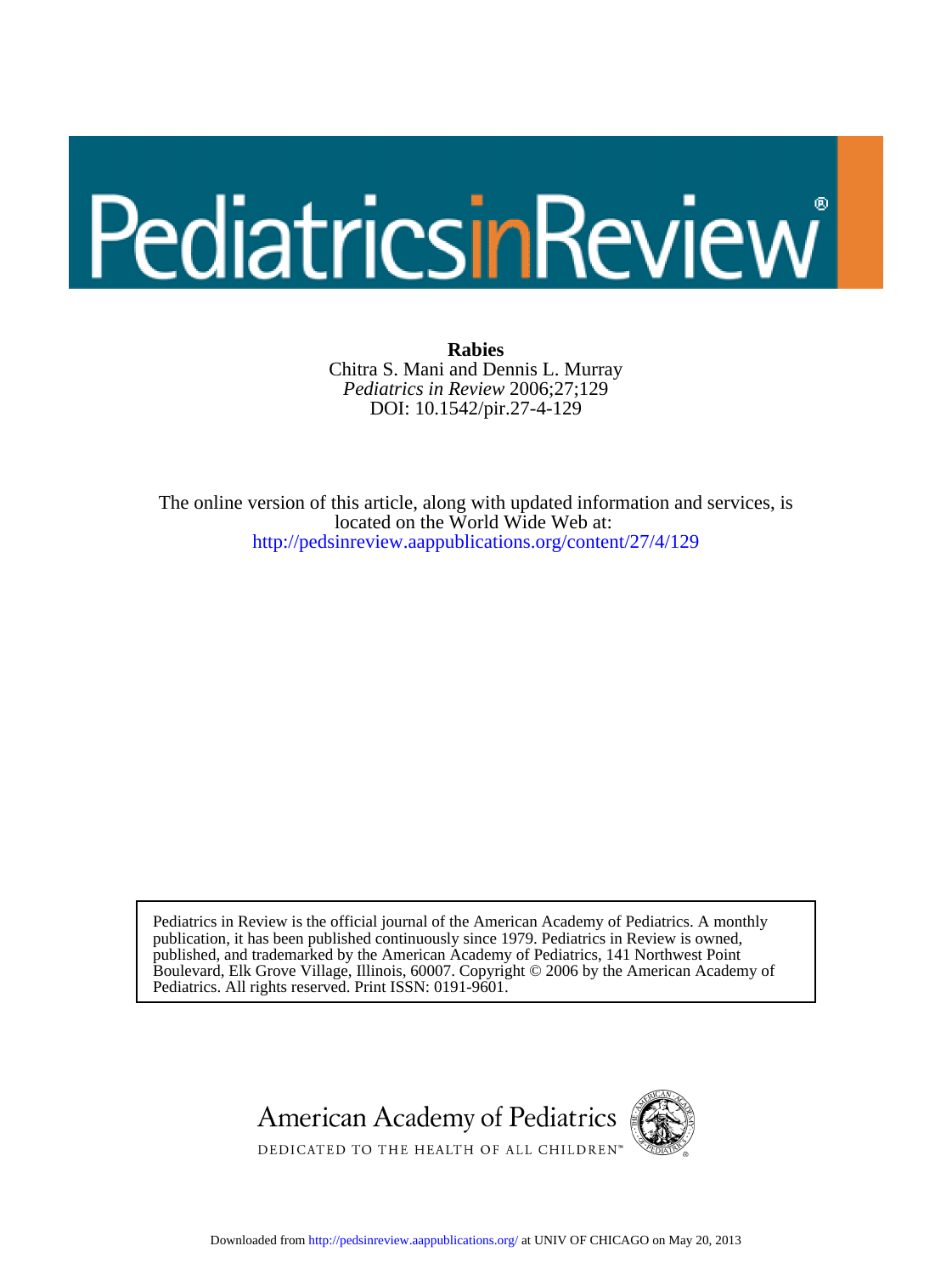# PediatricsinReview®

**Rabies**

Chitra S. Mani and Dennis L. Murray

*Pediatrics in Review* 2006;27;129

DOI: 10.1542/pir.27-4-129

The online version of this article, along with updated information and services, is located on the World Wide Web at:

http://pedsinreview.aappublications.org/content/27/4/129

Pediatrics in Review is the official journal of the American Academy of Pediatrics. A monthly publication, it has been published continuously since 1979. Pediatrics in Review is owned, published, and trademarked by the American Academy of Pediatrics, 141 Northwest Point Boulevard, Elk Grove Village, Illinois, 60007. Copyright © 2006 by the American Academy of Pediatrics. All rights reserved. Print ISSN: 0191-9601.

American Academy of Pediatrics

DEDICATED TO THE HEALTH OF ALL CHILDREN™

Downloaded from http://pedsinreview.aappublications.org/ at UNIV OF CHICAGO on May 20, 2013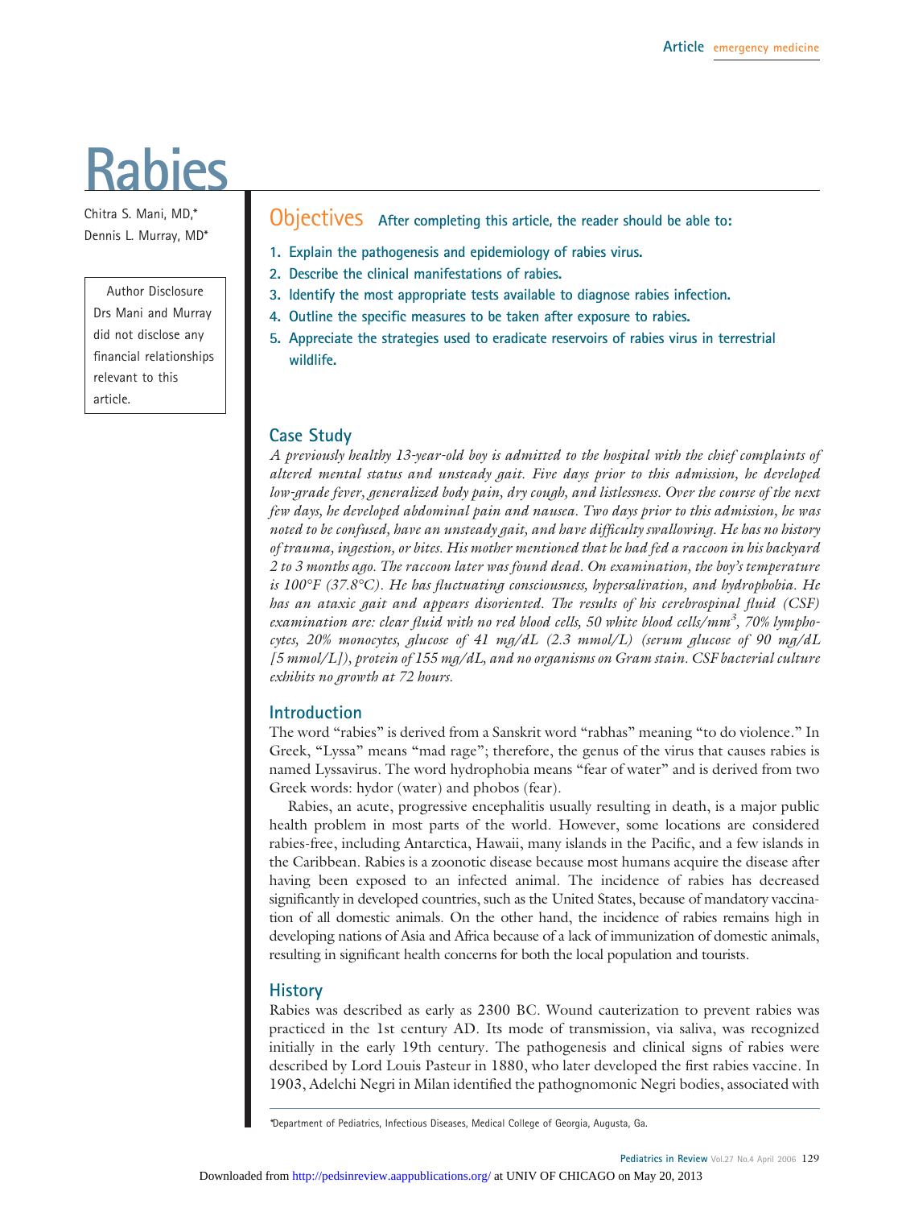# Rabies

Chitra S. Mani, MD,*
Dennis L. Murray, MD*

Author Disclosure
Drs Mani and Murray did not disclose any financial relationships relevant to this article.

## Objectives

**After completing this article, the reader should be able to:**

1. **Explain the pathogenesis and epidemiology of rabies virus.**
2. **Describe the clinical manifestations of rabies.**
3. **Identify the most appropriate tests available to diagnose rabies infection.**
4. **Outline the specific measures to be taken after exposure to rabies.**
5. **Appreciate the strategies used to eradicate reservoirs of rabies virus in terrestrial wildlife.**

## Case Study

*A previously healthy 13-year-old boy is admitted to the hospital with the chief complaints of altered mental status and unsteady gait. Five days prior to this admission, he developed low-grade fever, generalized body pain, dry cough, and listlessness. Over the course of the next few days, he developed abdominal pain and nausea. Two days prior to this admission, he was noted to be confused, have an unsteady gait, and have difficulty swallowing. He has no history of trauma, ingestion, or bites. His mother mentioned that he had fed a raccoon in his backyard 2 to 3 months ago. The raccoon later was found dead. On examination, the boy's temperature is 100°F (37.8°C). He has fluctuating consciousness, hypersalivation, and hydrophobia. He has an ataxic gait and appears disoriented. The results of his cerebrospinal fluid (CSF) examination are: clear fluid with no red blood cells, 50 white blood cells/mm$^3$, 70% lymphocytes, 20% monocytes, glucose of 41 mg/dL (2.3 mmol/L) (serum glucose of 90 mg/dL [5 mmol/L]), protein of 155 mg/dL, and no organisms on Gram stain. CSF bacterial culture exhibits no growth at 72 hours.*

## Introduction

The word "rabies" is derived from a Sanskrit word "rabhas" meaning "to do violence." In Greek, "Lyssa" means "mad rage"; therefore, the genus of the virus that causes rabies is named Lyssavirus. The word hydrophobia means "fear of water" and is derived from two Greek words: hydor (water) and phobos (fear).

Rabies, an acute, progressive encephalitis usually resulting in death, is a major public health problem in most parts of the world. However, some locations are considered rabies-free, including Antarctica, Hawaii, many islands in the Pacific, and a few islands in the Caribbean. Rabies is a zoonotic disease because most humans acquire the disease after having been exposed to an infected animal. The incidence of rabies has decreased significantly in developed countries, such as the United States, because of mandatory vaccination of all domestic animals. On the other hand, the incidence of rabies remains high in developing nations of Asia and Africa because of a lack of immunization of domestic animals, resulting in significant health concerns for both the local population and tourists.

## History

Rabies was described as early as 2300 BC. Wound cauterization to prevent rabies was practiced in the 1st century AD. Its mode of transmission, via saliva, was recognized initially in the early 19th century. The pathogenesis and clinical signs of rabies were described by Lord Louis Pasteur in 1880, who later developed the first rabies vaccine. In 1903, Adelchi Negri in Milan identified the pathognomonic Negri bodies, associated with

*Department of Pediatrics, Infectious Diseases, Medical College of Georgia, Augusta, Ga.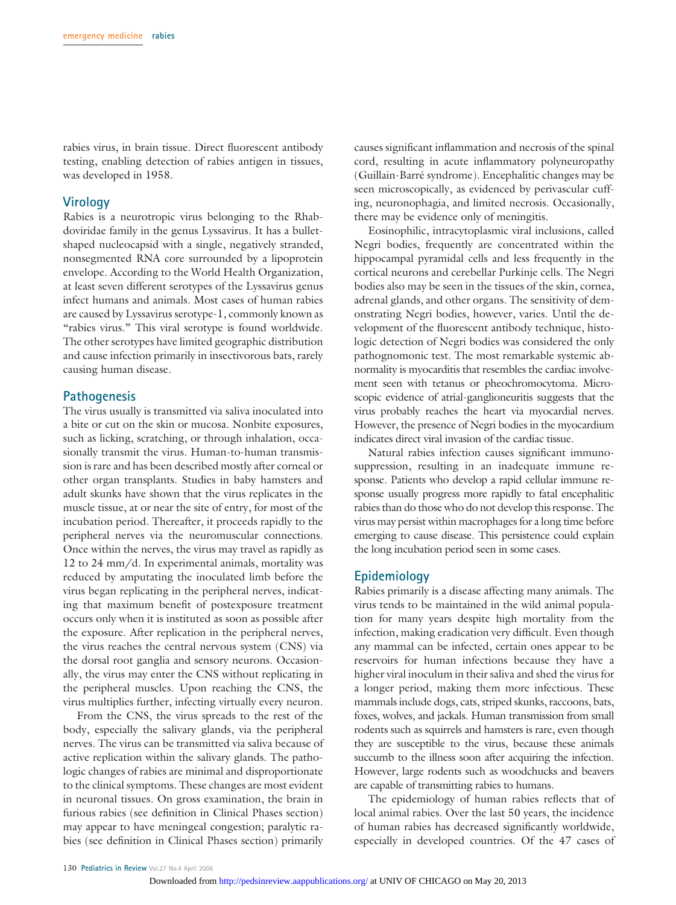rabies virus, in brain tissue. Direct fluorescent antibody testing, enabling detection of rabies antigen in tissues, was developed in 1958.

## Virology

Rabies is a neurotropic virus belonging to the Rhabdoviridae family in the genus Lyssavirus. It has a bullet-shaped nucleocapsid with a single, negatively stranded, nonsegmented RNA core surrounded by a lipoprotein envelope. According to the World Health Organization, at least seven different serotypes of the Lyssavirus genus infect humans and animals. Most cases of human rabies are caused by Lyssavirus serotype-1, commonly known as "rabies virus." This viral serotype is found worldwide. The other serotypes have limited geographic distribution and cause infection primarily in insectivorous bats, rarely causing human disease.

## Pathogenesis

The virus usually is transmitted via saliva inoculated into a bite or cut on the skin or mucosa. Nonbite exposures, such as licking, scratching, or through inhalation, occasionally transmit the virus. Human-to-human transmission is rare and has been described mostly after corneal or other organ transplants. Studies in baby hamsters and adult skunks have shown that the virus replicates in the muscle tissue, at or near the site of entry, for most of the incubation period. Thereafter, it proceeds rapidly to the peripheral nerves via the neuromuscular connections. Once within the nerves, the virus may travel as rapidly as 12 to 24 mm/d. In experimental animals, mortality was reduced by amputating the inoculated limb before the virus began replicating in the peripheral nerves, indicating that maximum benefit of postexposure treatment occurs only when it is instituted as soon as possible after the exposure. After replication in the peripheral nerves, the virus reaches the central nervous system (CNS) via the dorsal root ganglia and sensory neurons. Occasionally, the virus may enter the CNS without replicating in the peripheral muscles. Upon reaching the CNS, the virus multiplies further, infecting virtually every neuron.

From the CNS, the virus spreads to the rest of the body, especially the salivary glands, via the peripheral nerves. The virus can be transmitted via saliva because of active replication within the salivary glands. The pathologic changes of rabies are minimal and disproportionate to the clinical symptoms. These changes are most evident in neuronal tissues. On gross examination, the brain in furious rabies (see definition in Clinical Phases section) may appear to have meningeal congestion; paralytic rabies (see definition in Clinical Phases section) primarily causes significant inflammation and necrosis of the spinal cord, resulting in acute inflammatory polyneuropathy (Guillain-Barré syndrome). Encephalitic changes may be seen microscopically, as evidenced by perivascular cuffing, neuronophagia, and limited necrosis. Occasionally, there may be evidence only of meningitis.

Eosinophilic, intracytoplasmic viral inclusions, called Negri bodies, frequently are concentrated within the hippocampal pyramidal cells and less frequently in the cortical neurons and cerebellar Purkinje cells. The Negri bodies also may be seen in the tissues of the skin, cornea, adrenal glands, and other organs. The sensitivity of demonstrating Negri bodies, however, varies. Until the development of the fluorescent antibody technique, histologic detection of Negri bodies was considered the only pathognomonic test. The most remarkable systemic abnormality is myocarditis that resembles the cardiac involvement seen with tetanus or pheochromocytoma. Microscopic evidence of atrial-ganglioneuritis suggests that the virus probably reaches the heart via myocardial nerves. However, the presence of Negri bodies in the myocardium indicates direct viral invasion of the cardiac tissue.

Natural rabies infection causes significant immunosuppression, resulting in an inadequate immune response. Patients who develop a rapid cellular immune response usually progress more rapidly to fatal encephalitic rabies than do those who do not develop this response. The virus may persist within macrophages for a long time before emerging to cause disease. This persistence could explain the long incubation period seen in some cases.

## Epidemiology

Rabies primarily is a disease affecting many animals. The virus tends to be maintained in the wild animal population for many years despite high mortality from the infection, making eradication very difficult. Even though any mammal can be infected, certain ones appear to be reservoirs for human infections because they have a higher viral inoculum in their saliva and shed the virus for a longer period, making them more infectious. These mammals include dogs, cats, striped skunks, raccoons, bats, foxes, wolves, and jackals. Human transmission from small rodents such as squirrels and hamsters is rare, even though they are susceptible to the virus, because these animals succumb to the illness soon after acquiring the infection. However, large rodents such as woodchucks and beavers are capable of transmitting rabies to humans.

The epidemiology of human rabies reflects that of local animal rabies. Over the last 50 years, the incidence of human rabies has decreased significantly worldwide, especially in developed countries. Of the 47 cases of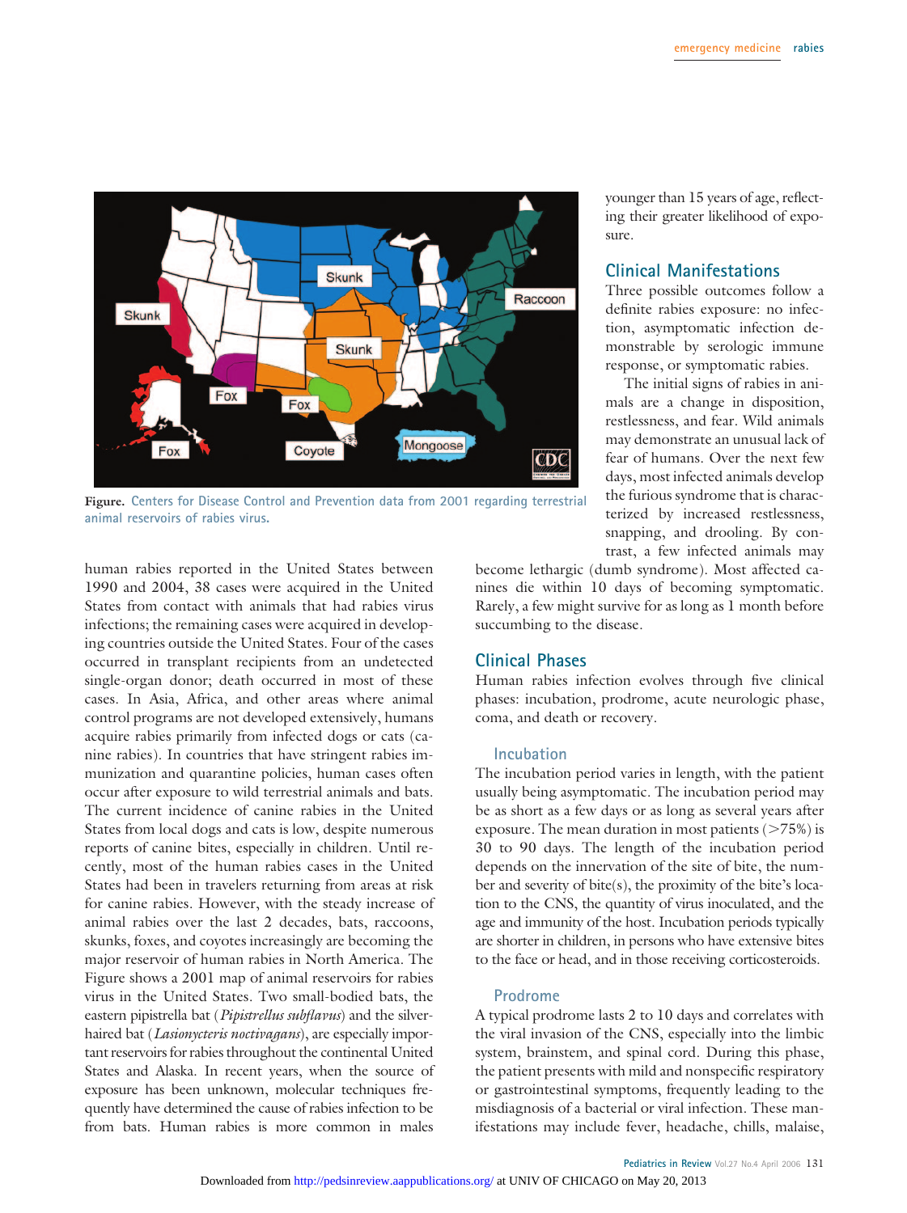**Figure.** Centers for Disease Control and Prevention data from 2001 regarding terrestrial animal reservoirs of rabies virus.

human rabies reported in the United States between 1990 and 2004, 38 cases were acquired in the United States from contact with animals that had rabies virus infections; the remaining cases were acquired in developing countries outside the United States. Four of the cases occurred in transplant recipients from an undetected single-organ donor; death occurred in most of these cases. In Asia, Africa, and other areas where animal control programs are not developed extensively, humans acquire rabies primarily from infected dogs or cats (canine rabies). In countries that have stringent rabies immunization and quarantine policies, human cases often occur after exposure to wild terrestrial animals and bats. The current incidence of canine rabies in the United States from local dogs and cats is low, despite numerous reports of canine bites, especially in children. Until recently, most of the human rabies cases in the United States had been in travelers returning from areas at risk for canine rabies. However, with the steady increase of animal rabies over the last 2 decades, bats, raccoons, skunks, foxes, and coyotes increasingly are becoming the major reservoir of human rabies in North America. The Figure shows a 2001 map of animal reservoirs for rabies virus in the United States. Two small-bodied bats, the eastern pipistrella bat (*Pipistrellus subflavus*) and the silver-haired bat (*Lasionycteris noctivagans*), are especially important reservoirs for rabies throughout the continental United States and Alaska. In recent years, when the source of exposure has been unknown, molecular techniques frequently have determined the cause of rabies infection to be from bats. Human rabies is more common in males younger than 15 years of age, reflecting their greater likelihood of exposure.

## Clinical Manifestations

Three possible outcomes follow a definite rabies exposure: no infection, asymptomatic infection demonstrable by serologic immune response, or symptomatic rabies.

The initial signs of rabies in animals are a change in disposition, restlessness, and fear. Wild animals may demonstrate an unusual lack of fear of humans. Over the next few days, most infected animals develop the furious syndrome that is characterized by increased restlessness, snapping, and drooling. By contrast, a few infected animals may become lethargic (dumb syndrome). Most affected canines die within 10 days of becoming symptomatic. Rarely, a few might survive for as long as 1 month before succumbing to the disease.

## Clinical Phases

Human rabies infection evolves through five clinical phases: incubation, prodrome, acute neurologic phase, coma, and death or recovery.

### Incubation

The incubation period varies in length, with the patient usually being asymptomatic. The incubation period may be as short as a few days or as long as several years after exposure. The mean duration in most patients (>75%) is 30 to 90 days. The length of the incubation period depends on the innervation of the site of bite, the number and severity of bite(s), the proximity of the bite's location to the CNS, the quantity of virus inoculated, and the age and immunity of the host. Incubation periods typically are shorter in children, in persons who have extensive bites to the face or head, and in those receiving corticosteroids.

### Prodrome

A typical prodrome lasts 2 to 10 days and correlates with the viral invasion of the CNS, especially into the limbic system, brainstem, and spinal cord. During this phase, the patient presents with mild and nonspecific respiratory or gastrointestinal symptoms, frequently leading to the misdiagnosis of a bacterial or viral infection. These manifestations may include fever, headache, chills, malaise,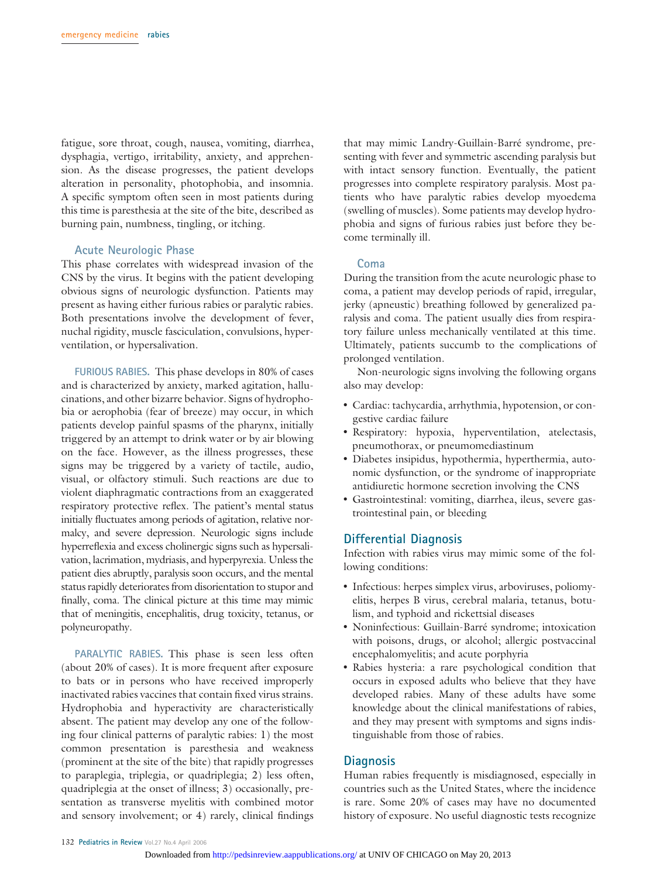fatigue, sore throat, cough, nausea, vomiting, diarrhea, dysphagia, vertigo, irritability, anxiety, and apprehension. As the disease progresses, the patient develops alteration in personality, photophobia, and insomnia. A specific symptom often seen in most patients during this time is paresthesia at the site of the bite, described as burning pain, numbness, tingling, or itching.

### Acute Neurologic Phase

This phase correlates with widespread invasion of the CNS by the virus. It begins with the patient developing obvious signs of neurologic dysfunction. Patients may present as having either furious rabies or paralytic rabies. Both presentations involve the development of fever, nuchal rigidity, muscle fasciculation, convulsions, hyperventilation, or hypersalivation.

**FURIOUS RABIES.** This phase develops in 80% of cases and is characterized by anxiety, marked agitation, hallucinations, and other bizarre behavior. Signs of hydrophobia or aerophobia (fear of breeze) may occur, in which patients develop painful spasms of the pharynx, initially triggered by an attempt to drink water or by air blowing on the face. However, as the illness progresses, these signs may be triggered by a variety of tactile, audio, visual, or olfactory stimuli. Such reactions are due to violent diaphragmatic contractions from an exaggerated respiratory protective reflex. The patient's mental status initially fluctuates among periods of agitation, relative normalcy, and severe depression. Neurologic signs include hyperreflexia and excess cholinergic signs such as hypersalivation, lacrimation, mydriasis, and hyperpyrexia. Unless the patient dies abruptly, paralysis soon occurs, and the mental status rapidly deteriorates from disorientation to stupor and finally, coma. The clinical picture at this time may mimic that of meningitis, encephalitis, drug toxicity, tetanus, or polyneuropathy.

**PARALYTIC RABIES.** This phase is seen less often (about 20% of cases). It is more frequent after exposure to bats or in persons who have received improperly inactivated rabies vaccines that contain fixed virus strains. Hydrophobia and hyperactivity are characteristically absent. The patient may develop any one of the following four clinical patterns of paralytic rabies: 1) the most common presentation is paresthesia and weakness (prominent at the site of the bite) that rapidly progresses to paraplegia, triplegia, or quadriplegia; 2) less often, quadriplegia at the onset of illness; 3) occasionally, presentation as transverse myelitis with combined motor and sensory involvement; or 4) rarely, clinical findings that may mimic Landry-Guillain-Barré syndrome, presenting with fever and symmetric ascending paralysis but with intact sensory function. Eventually, the patient progresses into complete respiratory paralysis. Most patients who have paralytic rabies develop myoedema (swelling of muscles). Some patients may develop hydrophobia and signs of furious rabies just before they become terminally ill.

### Coma

During the transition from the acute neurologic phase to coma, a patient may develop periods of rapid, irregular, jerky (apneustic) breathing followed by generalized paralysis and coma. The patient usually dies from respiratory failure unless mechanically ventilated at this time. Ultimately, patients succumb to the complications of prolonged ventilation.

Non-neurologic signs involving the following organs also may develop:

- Cardiac: tachycardia, arrhythmia, hypotension, or congestive cardiac failure
- Respiratory: hypoxia, hyperventilation, atelectasis, pneumothorax, or pneumomediastinum
- Diabetes insipidus, hypothermia, hyperthermia, autonomic dysfunction, or the syndrome of inappropriate antidiuretic hormone secretion involving the CNS
- Gastrointestinal: vomiting, diarrhea, ileus, severe gastrointestinal pain, or bleeding

## Differential Diagnosis

Infection with rabies virus may mimic some of the following conditions:

- Infectious: herpes simplex virus, arboviruses, poliomyelitis, herpes B virus, cerebral malaria, tetanus, botulism, and typhoid and rickettsial diseases
- Noninfectious: Guillain-Barré syndrome; intoxication with poisons, drugs, or alcohol; allergic postvaccinal encephalomyelitis; and acute porphyria
- Rabies hysteria: a rare psychological condition that occurs in exposed adults who believe that they have developed rabies. Many of these adults have some knowledge about the clinical manifestations of rabies, and they may present with symptoms and signs indistinguishable from those of rabies.

## Diagnosis

Human rabies frequently is misdiagnosed, especially in countries such as the United States, where the incidence is rare. Some 20% of cases may have no documented history of exposure. No useful diagnostic tests recognize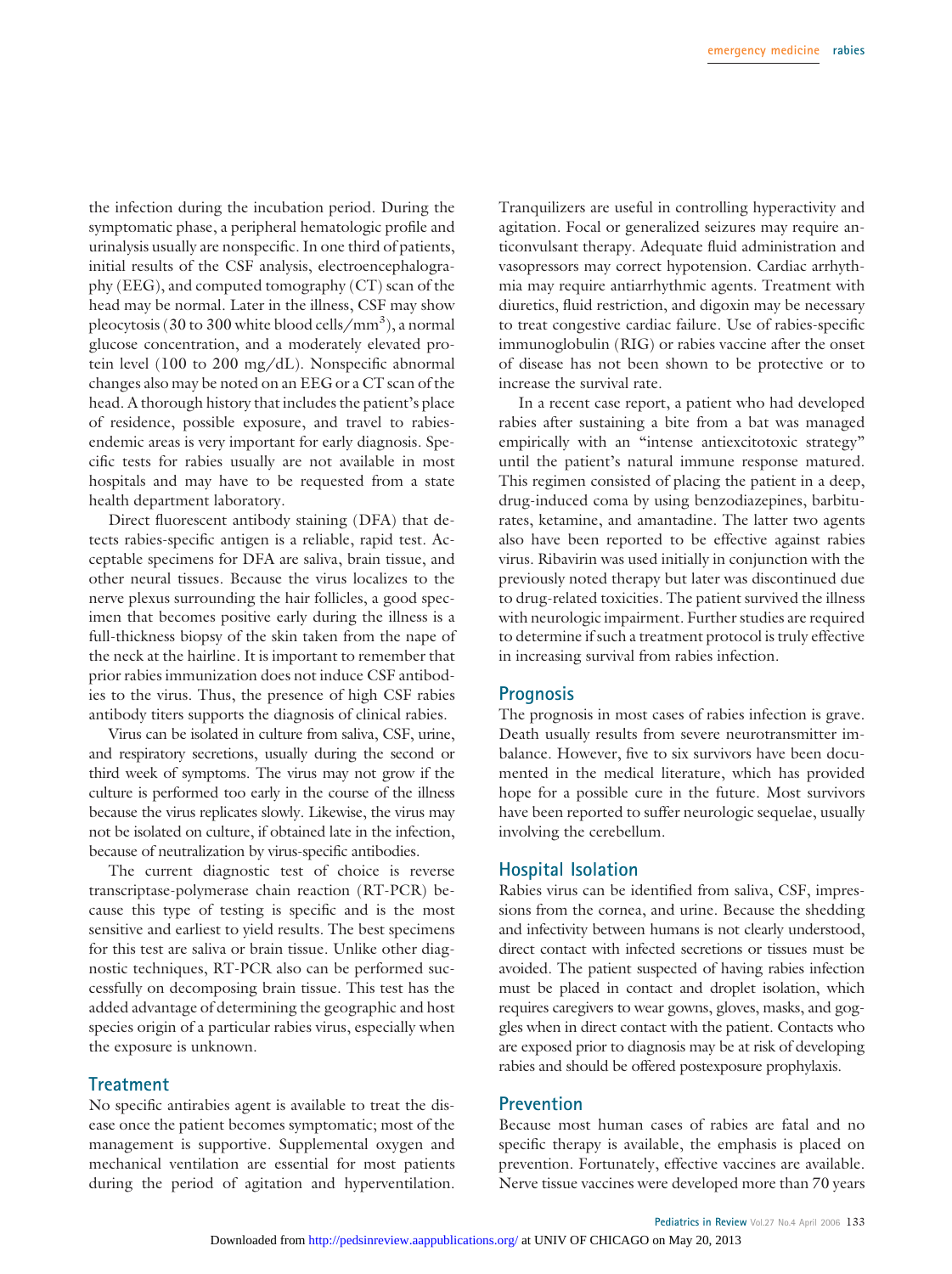the infection during the incubation period. During the symptomatic phase, a peripheral hematologic profile and urinalysis usually are nonspecific. In one third of patients, initial results of the CSF analysis, electroencephalography (EEG), and computed tomography (CT) scan of the head may be normal. Later in the illness, CSF may show pleocytosis (30 to 300 white blood cells/mm$^3$), a normal glucose concentration, and a moderately elevated protein level (100 to 200 mg/dL). Nonspecific abnormal changes also may be noted on an EEG or a CT scan of the head. A thorough history that includes the patient's place of residence, possible exposure, and travel to rabies-endemic areas is very important for early diagnosis. Specific tests for rabies usually are not available in most hospitals and may have to be requested from a state health department laboratory.

Direct fluorescent antibody staining (DFA) that detects rabies-specific antigen is a reliable, rapid test. Acceptable specimens for DFA are saliva, brain tissue, and other neural tissues. Because the virus localizes to the nerve plexus surrounding the hair follicles, a good specimen that becomes positive early during the illness is a full-thickness biopsy of the skin taken from the nape of the neck at the hairline. It is important to remember that prior rabies immunization does not induce CSF antibodies to the virus. Thus, the presence of high CSF rabies antibody titers supports the diagnosis of clinical rabies.

Virus can be isolated in culture from saliva, CSF, urine, and respiratory secretions, usually during the second or third week of symptoms. The virus may not grow if the culture is performed too early in the course of the illness because the virus replicates slowly. Likewise, the virus may not be isolated on culture, if obtained late in the infection, because of neutralization by virus-specific antibodies.

The current diagnostic test of choice is reverse transcriptase-polymerase chain reaction (RT-PCR) because this type of testing is specific and is the most sensitive and earliest to yield results. The best specimens for this test are saliva or brain tissue. Unlike other diagnostic techniques, RT-PCR also can be performed successfully on decomposing brain tissue. This test has the added advantage of determining the geographic and host species origin of a particular rabies virus, especially when the exposure is unknown.

## Treatment

No specific antirabies agent is available to treat the disease once the patient becomes symptomatic; most of the management is supportive. Supplemental oxygen and mechanical ventilation are essential for most patients during the period of agitation and hyperventilation. Tranquilizers are useful in controlling hyperactivity and agitation. Focal or generalized seizures may require anticonvulsant therapy. Adequate fluid administration and vasopressors may correct hypotension. Cardiac arrhythmia may require antiarrhythmic agents. Treatment with diuretics, fluid restriction, and digoxin may be necessary to treat congestive cardiac failure. Use of rabies-specific immunoglobulin (RIG) or rabies vaccine after the onset of disease has not been shown to be protective or to increase the survival rate.

In a recent case report, a patient who had developed rabies after sustaining a bite from a bat was managed empirically with an "intense antiexcitotoxic strategy" until the patient's natural immune response matured. This regimen consisted of placing the patient in a deep, drug-induced coma by using benzodiazepines, barbiturates, ketamine, and amantadine. The latter two agents also have been reported to be effective against rabies virus. Ribavirin was used initially in conjunction with the previously noted therapy but later was discontinued due to drug-related toxicities. The patient survived the illness with neurologic impairment. Further studies are required to determine if such a treatment protocol is truly effective in increasing survival from rabies infection.

## Prognosis

The prognosis in most cases of rabies infection is grave. Death usually results from severe neurotransmitter imbalance. However, five to six survivors have been documented in the medical literature, which has provided hope for a possible cure in the future. Most survivors have been reported to suffer neurologic sequelae, usually involving the cerebellum.

## Hospital Isolation

Rabies virus can be identified from saliva, CSF, impressions from the cornea, and urine. Because the shedding and infectivity between humans is not clearly understood, direct contact with infected secretions or tissues must be avoided. The patient suspected of having rabies infection must be placed in contact and droplet isolation, which requires caregivers to wear gowns, gloves, masks, and goggles when in direct contact with the patient. Contacts who are exposed prior to diagnosis may be at risk of developing rabies and should be offered postexposure prophylaxis.

## Prevention

Because most human cases of rabies are fatal and no specific therapy is available, the emphasis is placed on prevention. Fortunately, effective vaccines are available. Nerve tissue vaccines were developed more than 70 years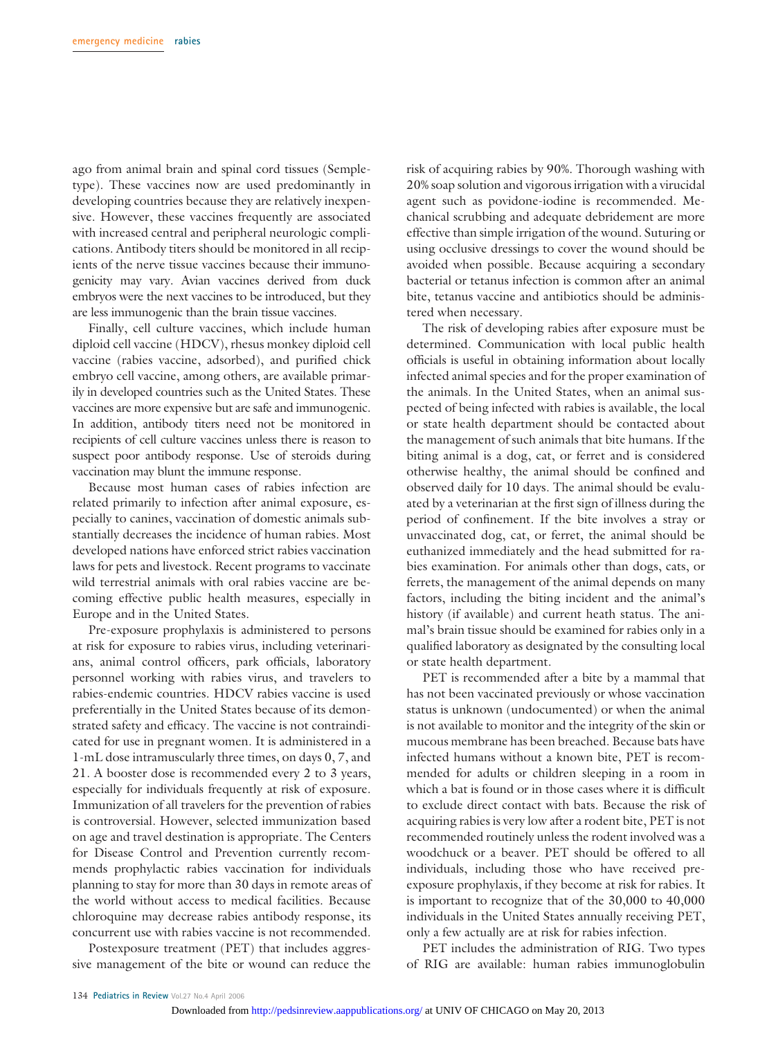ago from animal brain and spinal cord tissues (Semple-type). These vaccines now are used predominantly in developing countries because they are relatively inexpensive. However, these vaccines frequently are associated with increased central and peripheral neurologic complications. Antibody titers should be monitored in all recipients of the nerve tissue vaccines because their immunogenicity may vary. Avian vaccines derived from duck embryos were the next vaccines to be introduced, but they are less immunogenic than the brain tissue vaccines.

Finally, cell culture vaccines, which include human diploid cell vaccine (HDCV), rhesus monkey diploid cell vaccine (rabies vaccine, adsorbed), and purified chick embryo cell vaccine, among others, are available primarily in developed countries such as the United States. These vaccines are more expensive but are safe and immunogenic. In addition, antibody titers need not be monitored in recipients of cell culture vaccines unless there is reason to suspect poor antibody response. Use of steroids during vaccination may blunt the immune response.

Because most human cases of rabies infection are related primarily to infection after animal exposure, especially to canines, vaccination of domestic animals substantially decreases the incidence of human rabies. Most developed nations have enforced strict rabies vaccination laws for pets and livestock. Recent programs to vaccinate wild terrestrial animals with oral rabies vaccine are becoming effective public health measures, especially in Europe and in the United States.

Pre-exposure prophylaxis is administered to persons at risk for exposure to rabies virus, including veterinarians, animal control officers, park officials, laboratory personnel working with rabies virus, and travelers to rabies-endemic countries. HDCV rabies vaccine is used preferentially in the United States because of its demonstrated safety and efficacy. The vaccine is not contraindicated for use in pregnant women. It is administered in a 1-mL dose intramuscularly three times, on days 0, 7, and 21. A booster dose is recommended every 2 to 3 years, especially for individuals frequently at risk of exposure. Immunization of all travelers for the prevention of rabies is controversial. However, selected immunization based on age and travel destination is appropriate. The Centers for Disease Control and Prevention currently recommends prophylactic rabies vaccination for individuals planning to stay for more than 30 days in remote areas of the world without access to medical facilities. Because chloroquine may decrease rabies antibody response, its concurrent use with rabies vaccine is not recommended.

Postexposure treatment (PET) that includes aggressive management of the bite or wound can reduce the risk of acquiring rabies by 90%. Thorough washing with 20% soap solution and vigorous irrigation with a virucidal agent such as povidone-iodine is recommended. Mechanical scrubbing and adequate debridement are more effective than simple irrigation of the wound. Suturing or using occlusive dressings to cover the wound should be avoided when possible. Because acquiring a secondary bacterial or tetanus infection is common after an animal bite, tetanus vaccine and antibiotics should be administered when necessary.

The risk of developing rabies after exposure must be determined. Communication with local public health officials is useful in obtaining information about locally infected animal species and for the proper examination of the animals. In the United States, when an animal suspected of being infected with rabies is available, the local or state health department should be contacted about the management of such animals that bite humans. If the biting animal is a dog, cat, or ferret and is considered otherwise healthy, the animal should be confined and observed daily for 10 days. The animal should be evaluated by a veterinarian at the first sign of illness during the period of confinement. If the bite involves a stray or unvaccinated dog, cat, or ferret, the animal should be euthanized immediately and the head submitted for rabies examination. For animals other than dogs, cats, or ferrets, the management of the animal depends on many factors, including the biting incident and the animal's history (if available) and current heath status. The animal's brain tissue should be examined for rabies only in a qualified laboratory as designated by the consulting local or state health department.

PET is recommended after a bite by a mammal that has not been vaccinated previously or whose vaccination status is unknown (undocumented) or when the animal is not available to monitor and the integrity of the skin or mucous membrane has been breached. Because bats have infected humans without a known bite, PET is recommended for adults or children sleeping in a room in which a bat is found or in those cases where it is difficult to exclude direct contact with bats. Because the risk of acquiring rabies is very low after a rodent bite, PET is not recommended routinely unless the rodent involved was a woodchuck or a beaver. PET should be offered to all individuals, including those who have received pre-exposure prophylaxis, if they become at risk for rabies. It is important to recognize that of the 30,000 to 40,000 individuals in the United States annually receiving PET, only a few actually are at risk for rabies infection.

PET includes the administration of RIG. Two types of RIG are available: human rabies immunoglobulin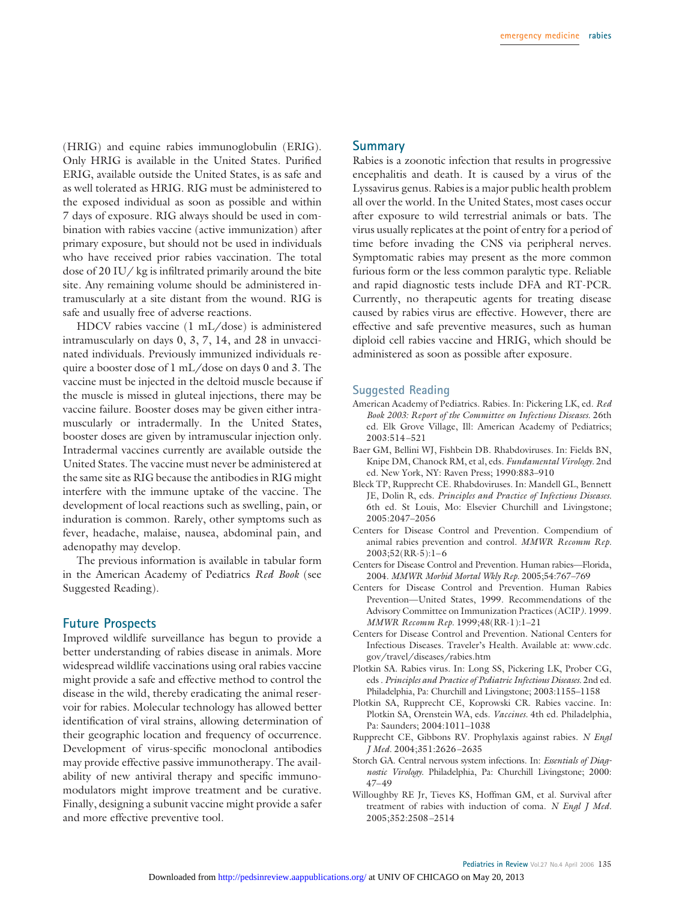(HRIG) and equine rabies immunoglobulin (ERIG). Only HRIG is available in the United States. Purified ERIG, available outside the United States, is as safe and as well tolerated as HRIG. RIG must be administered to the exposed individual as soon as possible and within 7 days of exposure. RIG always should be used in combination with rabies vaccine (active immunization) after primary exposure, but should not be used in individuals who have received prior rabies vaccination. The total dose of 20 IU/ kg is infiltrated primarily around the bite site. Any remaining volume should be administered intramuscularly at a site distant from the wound. RIG is safe and usually free of adverse reactions.

HDCV rabies vaccine (1 mL/dose) is administered intramuscularly on days 0, 3, 7, 14, and 28 in unvaccinated individuals. Previously immunized individuals require a booster dose of 1 mL/dose on days 0 and 3. The vaccine must be injected in the deltoid muscle because if the muscle is missed in gluteal injections, there may be vaccine failure. Booster doses may be given either intramuscularly or intradermally. In the United States, booster doses are given by intramuscular injection only. Intradermal vaccines currently are available outside the United States. The vaccine must never be administered at the same site as RIG because the antibodies in RIG might interfere with the immune uptake of the vaccine. The development of local reactions such as swelling, pain, or induration is common. Rarely, other symptoms such as fever, headache, malaise, nausea, abdominal pain, and adenopathy may develop.

The previous information is available in tabular form in the American Academy of Pediatrics *Red Book* (see Suggested Reading).

## Future Prospects

Improved wildlife surveillance has begun to provide a better understanding of rabies disease in animals. More widespread wildlife vaccinations using oral rabies vaccine might provide a safe and effective method to control the disease in the wild, thereby eradicating the animal reservoir for rabies. Molecular technology has allowed better identification of viral strains, allowing determination of their geographic location and frequency of occurrence. Development of virus-specific monoclonal antibodies may provide effective passive immunotherapy. The availability of new antiviral therapy and specific immunomodulators might improve treatment and be curative. Finally, designing a subunit vaccine might provide a safer and more effective preventive tool.

## Summary

Rabies is a zoonotic infection that results in progressive encephalitis and death. It is caused by a virus of the Lyssavirus genus. Rabies is a major public health problem all over the world. In the United States, most cases occur after exposure to wild terrestrial animals or bats. The virus usually replicates at the point of entry for a period of time before invading the CNS via peripheral nerves. Symptomatic rabies may present as the more common furious form or the less common paralytic type. Reliable and rapid diagnostic tests include DFA and RT-PCR. Currently, no therapeutic agents for treating disease caused by rabies virus are effective. However, there are effective and safe preventive measures, such as human diploid cell rabies vaccine and HRIG, which should be administered as soon as possible after exposure.

## Suggested Reading

American Academy of Pediatrics. Rabies. In: Pickering LK, ed. *Red Book 2003: Report of the Committee on Infectious Diseases.* 26th ed. Elk Grove Village, Ill: American Academy of Pediatrics; 2003:514–521

Baer GM, Bellini WJ, Fishbein DB. Rhabdoviruses. In: Fields BN, Knipe DM, Chanock RM, et al, eds. *Fundamental Virology.* 2nd ed. New York, NY: Raven Press; 1990:883–910

Bleck TP, Rupprecht CE. Rhabdoviruses. In: Mandell GL, Bennett JE, Dolin R, eds. *Principles and Practice of Infectious Diseases.* 6th ed. St Louis, Mo: Elsevier Churchill and Livingstone; 2005:2047–2056

Centers for Disease Control and Prevention. Compendium of animal rabies prevention and control. *MMWR Recomm Rep.* 2003;52(RR-5):1–6

Centers for Disease Control and Prevention. Human rabies—Florida, 2004. *MMWR Morbid Mortal Wkly Rep.* 2005;54:767–769

Centers for Disease Control and Prevention. Human Rabies Prevention—United States, 1999. Recommendations of the Advisory Committee on Immunization Practices (ACIP). 1999. *MMWR Recomm Rep.* 1999;48(RR-1):1–21

Centers for Disease Control and Prevention. National Centers for Infectious Diseases. Traveler's Health. Available at: www.cdc.gov/travel/diseases/rabies.htm

Plotkin SA. Rabies virus. In: Long SS, Pickering LK, Prober CG, eds . *Principles and Practice of Pediatric Infectious Diseases.* 2nd ed. Philadelphia, Pa: Churchill and Livingstone; 2003:1155–1158

Plotkin SA, Rupprecht CE, Koprowski CR. Rabies vaccine. In: Plotkin SA, Orenstein WA, eds. *Vaccines.* 4th ed. Philadelphia, Pa: Saunders; 2004:1011–1038

Rupprecht CE, Gibbons RV. Prophylaxis against rabies. *N Engl J Med.* 2004;351:2626–2635

Storch GA. Central nervous system infections. In: *Essentials of Diagnostic Virology.* Philadelphia, Pa: Churchill Livingstone; 2000: 47–49

Willoughby RE Jr, Tieves KS, Hoffman GM, et al. Survival after treatment of rabies with induction of coma. *N Engl J Med.* 2005;352:2508–2514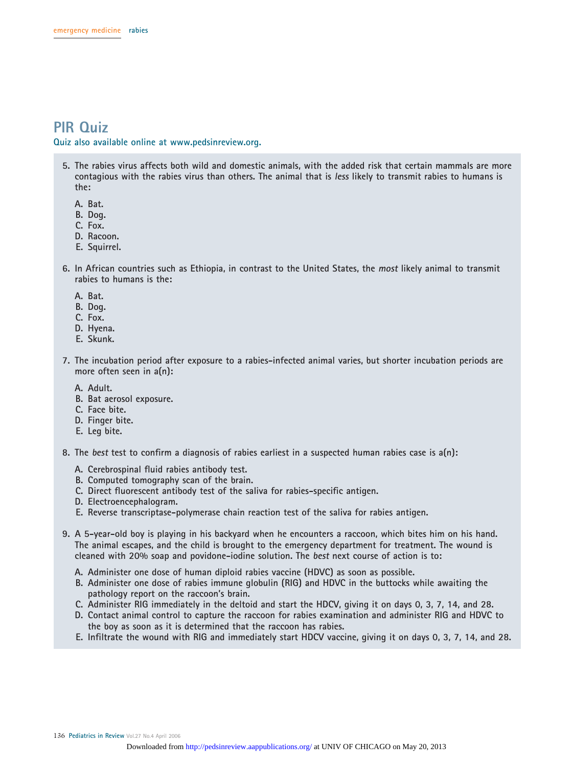# PIR Quiz

**Quiz also available online at www.pedsinreview.org.**

5. The rabies virus affects both wild and domestic animals, with the added risk that certain mammals are more contagious with the rabies virus than others. The animal that is *less* likely to transmit rabies to humans is the:

   A. Bat.
   B. Dog.
   C. Fox.
   D. Racoon.
   E. Squirrel.

6. In African countries such as Ethiopia, in contrast to the United States, the *most* likely animal to transmit rabies to humans is the:

   A. Bat.
   B. Dog.
   C. Fox.
   D. Hyena.
   E. Skunk.

7. The incubation period after exposure to a rabies-infected animal varies, but shorter incubation periods are more often seen in a(n):

   A. Adult.
   B. Bat aerosol exposure.
   C. Face bite.
   D. Finger bite.
   E. Leg bite.

8. The *best* test to confirm a diagnosis of rabies earliest in a suspected human rabies case is a(n):

   A. Cerebrospinal fluid rabies antibody test.
   B. Computed tomography scan of the brain.
   C. Direct fluorescent antibody test of the saliva for rabies-specific antigen.
   D. Electroencephalogram.
   E. Reverse transcriptase-polymerase chain reaction test of the saliva for rabies antigen.

9. A 5-year-old boy is playing in his backyard when he encounters a raccoon, which bites him on his hand. The animal escapes, and the child is brought to the emergency department for treatment. The wound is cleaned with 20% soap and povidone-iodine solution. The *best* next course of action is to:

   A. Administer one dose of human diploid rabies vaccine (HDVC) as soon as possible.
   B. Administer one dose of rabies immune globulin (RIG) and HDVC in the buttocks while awaiting the pathology report on the raccoon's brain.
   C. Administer RIG immediately in the deltoid and start the HDCV, giving it on days 0, 3, 7, 14, and 28.
   D. Contact animal control to capture the raccoon for rabies examination and administer RIG and HDVC to the boy as soon as it is determined that the raccoon has rabies.
   E. Infiltrate the wound with RIG and immediately start HDCV vaccine, giving it on days 0, 3, 7, 14, and 28.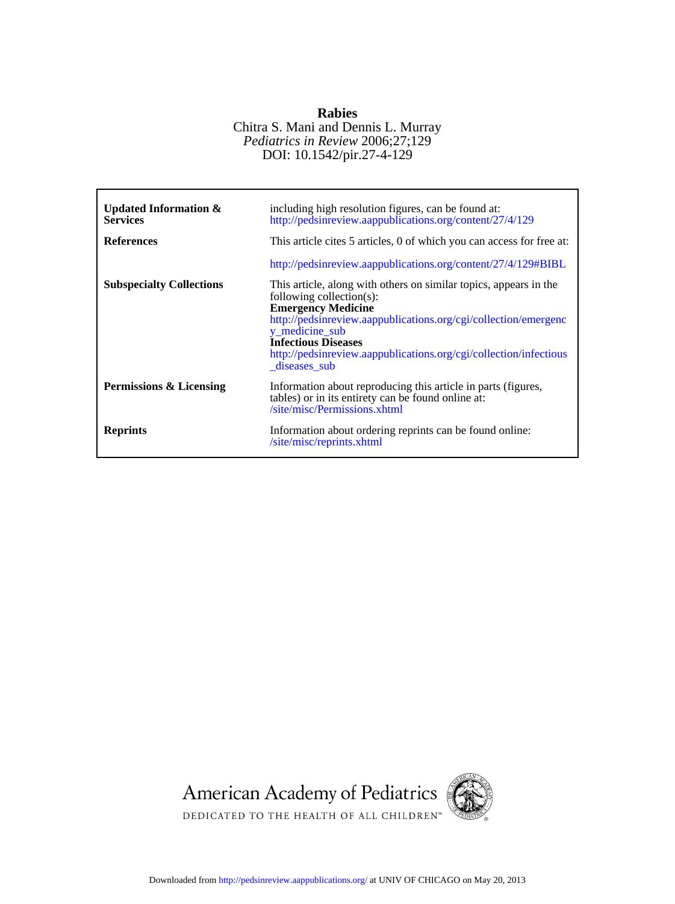# Rabies

Chitra S. Mani and Dennis L. Murray

*Pediatrics in Review* 2006;27;129

DOI: 10.1542/pir.27-4-129

| | |
|---|---|
| **Updated Information & Services** | including high resolution figures, can be found at: http://pedsinreview.aappublications.org/content/27/4/129 |
| **References** | This article cites 5 articles, 0 of which you can access for free at: http://pedsinreview.aappublications.org/content/27/4/129#BIBL |
| **Subspecialty Collections** | This article, along with others on similar topics, appears in the following collection(s): **Emergency Medicine** http://pedsinreview.aappublications.org/cgi/collection/emergency_medicine_sub **Infectious Diseases** http://pedsinreview.aappublications.org/cgi/collection/infectious_diseases_sub |
| **Permissions & Licensing** | Information about reproducing this article in parts (figures, tables) or in its entirety can be found online at: /site/misc/Permissions.xhtml |
| **Reprints** | Information about ordering reprints can be found online: /site/misc/reprints.xhtml |

American Academy of Pediatrics

DEDICATED TO THE HEALTH OF ALL CHILDREN™

Downloaded from http://pedsinreview.aappublications.org/ at UNIV OF CHICAGO on May 20, 2013